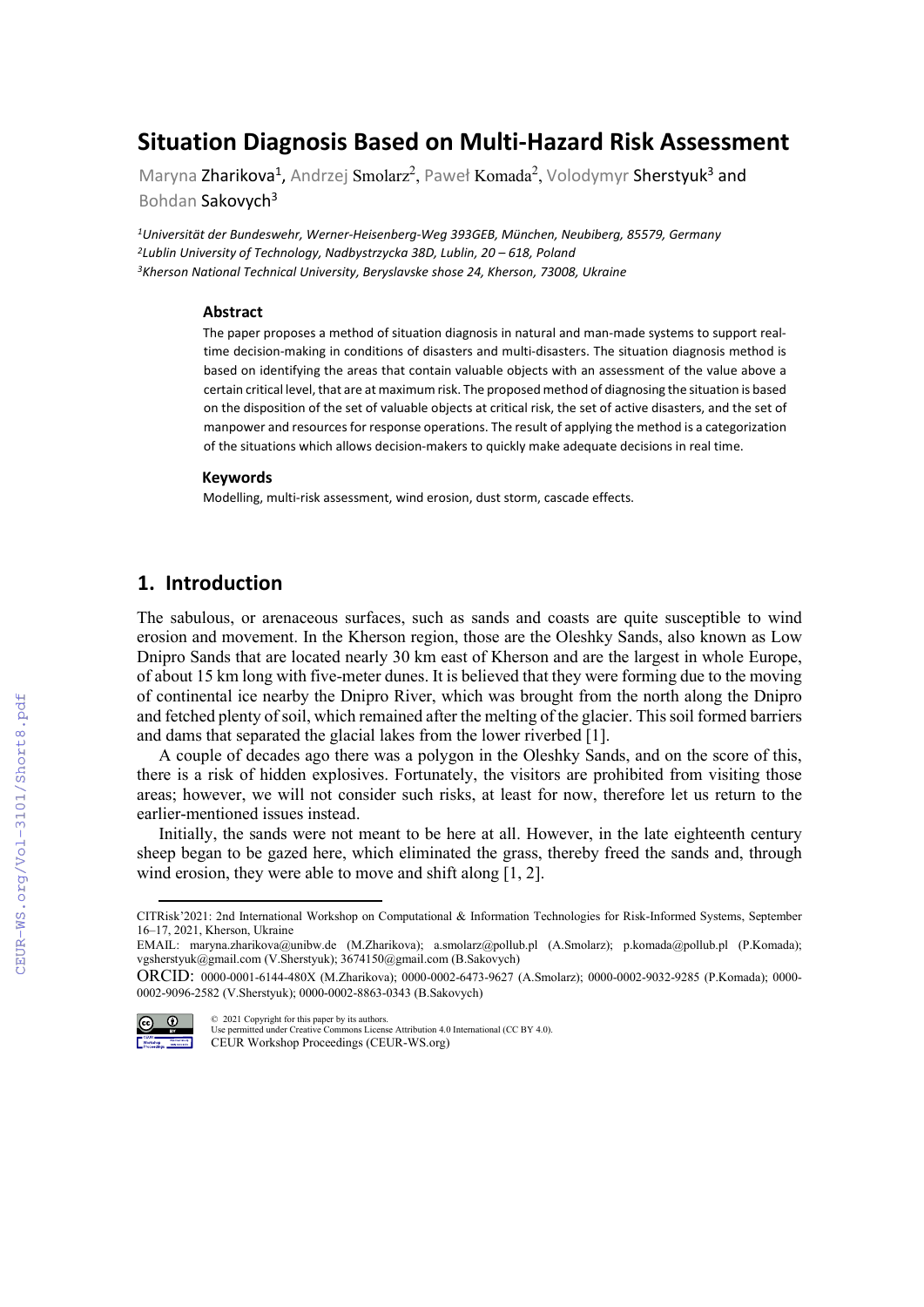# Situation Diagnosis Based on Multi-Hazard Risk Assessment

Maryna Zharikova[1], Andrzej Smolarz[2], Paweł Komada[2], Volodymyr Sherstyuk[3] and Bohdan Sakovych[3]

*[1]Universität der Bundeswehr, Werner-Heisenberg-Weg 393GEB, München, Neubiberg, 85579, Germany*
*[2]Lublin University of Technology, Nadbystrzycka 38D, Lublin, 20 – 618, Poland*
*[3]Kherson National Technical University, Beryslavske shose 24, Kherson, 73008, Ukraine*

### Abstract

The paper proposes a method of situation diagnosis in natural and man-made systems to support real-time decision-making in conditions of disasters and multi-disasters. The situation diagnosis method is based on identifying the areas that contain valuable objects with an assessment of the value above a certain critical level, that are at maximum risk. The proposed method of diagnosing the situation is based on the disposition of the set of valuable objects at critical risk, the set of active disasters, and the set of manpower and resources for response operations. The result of applying the method is a categorization of the situations which allows decision-makers to quickly make adequate decisions in real time.

### Keywords

Modelling, multi-risk assessment, wind erosion, dust storm, cascade effects.

## 1. Introduction

The sabulous, or arenaceous surfaces, such as sands and coasts are quite susceptible to wind erosion and movement. In the Kherson region, those are the Oleshky Sands, also known as Low Dnipro Sands that are located nearly 30 km east of Kherson and are the largest in whole Europe, of about 15 km long with five-meter dunes. It is believed that they were forming due to the moving of continental ice nearby the Dnipro River, which was brought from the north along the Dnipro and fetched plenty of soil, which remained after the melting of the glacier. This soil formed barriers and dams that separated the glacial lakes from the lower riverbed [1].

A couple of decades ago there was a polygon in the Oleshky Sands, and on the score of this, there is a risk of hidden explosives. Fortunately, the visitors are prohibited from visiting those areas; however, we will not consider such risks, at least for now, therefore let us return to the earlier-mentioned issues instead.

Initially, the sands were not meant to be here at all. However, in the late eighteenth century sheep began to be gazed here, which eliminated the grass, thereby freed the sands and, through wind erosion, they were able to move and shift along [1, 2].

---

CITRisk'2021: 2nd International Workshop on Computational & Information Technologies for Risk-Informed Systems, September 16–17, 2021, Kherson, Ukraine

EMAIL: maryna.zharikova@unibw.de (M.Zharikova); a.smolarz@pollub.pl (A.Smolarz); p.komada@pollub.pl (P.Komada); vgsherstyuk@gmail.com (V.Sherstyuk); 3674150@gmail.com (B.Sakovych)

ORCID: 0000-0001-6144-480X (M.Zharikova); 0000-0002-6473-9627 (A.Smolarz); 0000-0002-9032-9285 (P.Komada); 0000-0002-9096-2582 (V.Sherstyuk); 0000-0002-8863-0343 (B.Sakovych)

© 2021 Copyright for this paper by its authors.
Use permitted under Creative Commons License Attribution 4.0 International (CC BY 4.0).
CEUR Workshop Proceedings (CEUR-WS.org)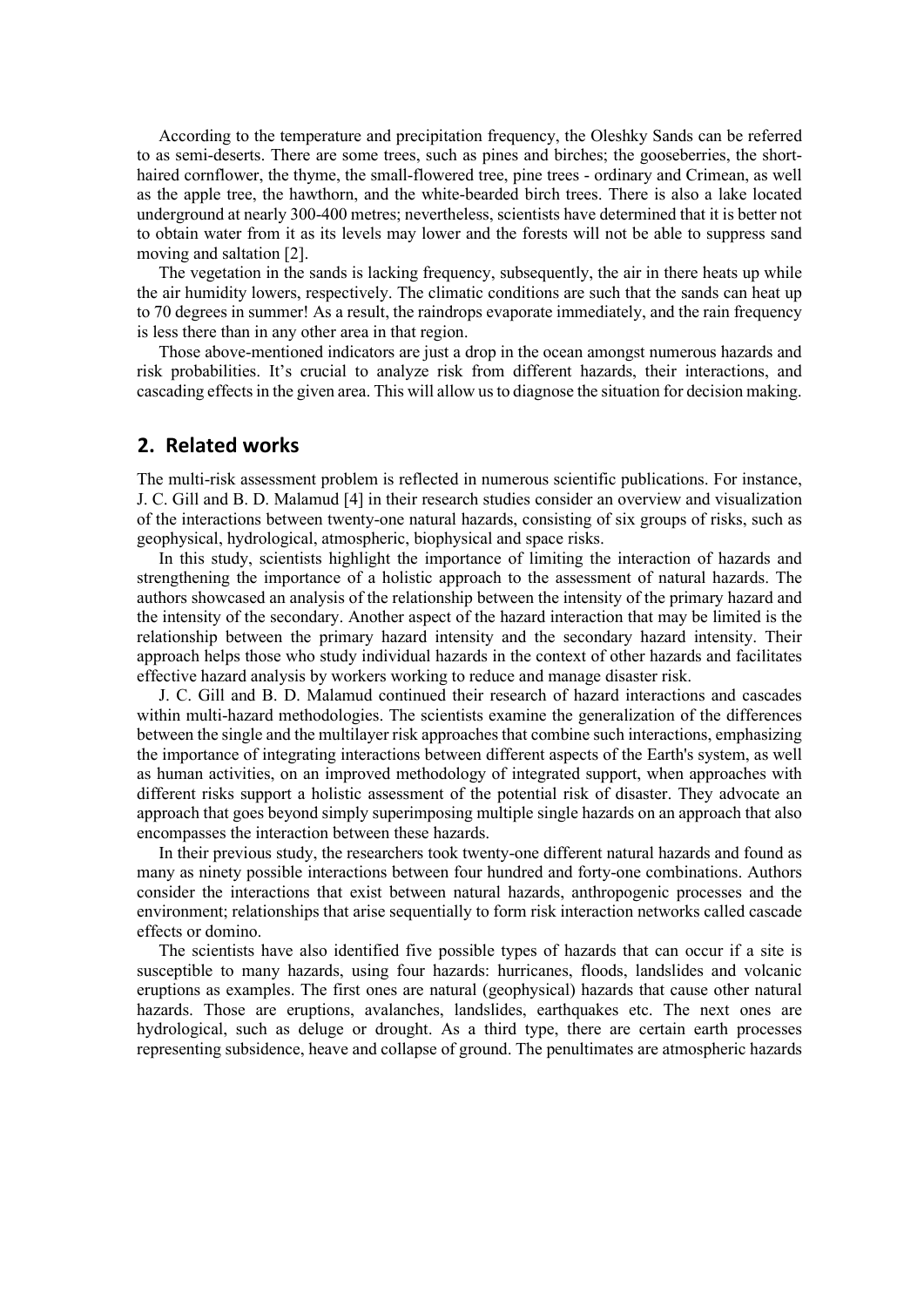According to the temperature and precipitation frequency, the Oleshky Sands can be referred to as semi-deserts. There are some trees, such as pines and birches; the gooseberries, the short-haired cornflower, the thyme, the small-flowered tree, pine trees - ordinary and Crimean, as well as the apple tree, the hawthorn, and the white-bearded birch trees. There is also a lake located underground at nearly 300-400 metres; nevertheless, scientists have determined that it is better not to obtain water from it as its levels may lower and the forests will not be able to suppress sand moving and saltation [2].

The vegetation in the sands is lacking frequency, subsequently, the air in there heats up while the air humidity lowers, respectively. The climatic conditions are such that the sands can heat up to 70 degrees in summer! As a result, the raindrops evaporate immediately, and the rain frequency is less there than in any other area in that region.

Those above-mentioned indicators are just a drop in the ocean amongst numerous hazards and risk probabilities. It's crucial to analyze risk from different hazards, their interactions, and cascading effects in the given area. This will allow us to diagnose the situation for decision making.

## 2. Related works

The multi-risk assessment problem is reflected in numerous scientific publications. For instance, J. C. Gill and B. D. Malamud [4] in their research studies consider an overview and visualization of the interactions between twenty-one natural hazards, consisting of six groups of risks, such as geophysical, hydrological, atmospheric, biophysical and space risks.

In this study, scientists highlight the importance of limiting the interaction of hazards and strengthening the importance of a holistic approach to the assessment of natural hazards. The authors showcased an analysis of the relationship between the intensity of the primary hazard and the intensity of the secondary. Another aspect of the hazard interaction that may be limited is the relationship between the primary hazard intensity and the secondary hazard intensity. Their approach helps those who study individual hazards in the context of other hazards and facilitates effective hazard analysis by workers working to reduce and manage disaster risk.

J. C. Gill and B. D. Malamud continued their research of hazard interactions and cascades within multi-hazard methodologies. The scientists examine the generalization of the differences between the single and the multilayer risk approaches that combine such interactions, emphasizing the importance of integrating interactions between different aspects of the Earth's system, as well as human activities, on an improved methodology of integrated support, when approaches with different risks support a holistic assessment of the potential risk of disaster. They advocate an approach that goes beyond simply superimposing multiple single hazards on an approach that also encompasses the interaction between these hazards.

In their previous study, the researchers took twenty-one different natural hazards and found as many as ninety possible interactions between four hundred and forty-one combinations. Authors consider the interactions that exist between natural hazards, anthropogenic processes and the environment; relationships that arise sequentially to form risk interaction networks called cascade effects or domino.

The scientists have also identified five possible types of hazards that can occur if a site is susceptible to many hazards, using four hazards: hurricanes, floods, landslides and volcanic eruptions as examples. The first ones are natural (geophysical) hazards that cause other natural hazards. Those are eruptions, avalanches, landslides, earthquakes etc. The next ones are hydrological, such as deluge or drought. As a third type, there are certain earth processes representing subsidence, heave and collapse of ground. The penultimates are atmospheric hazards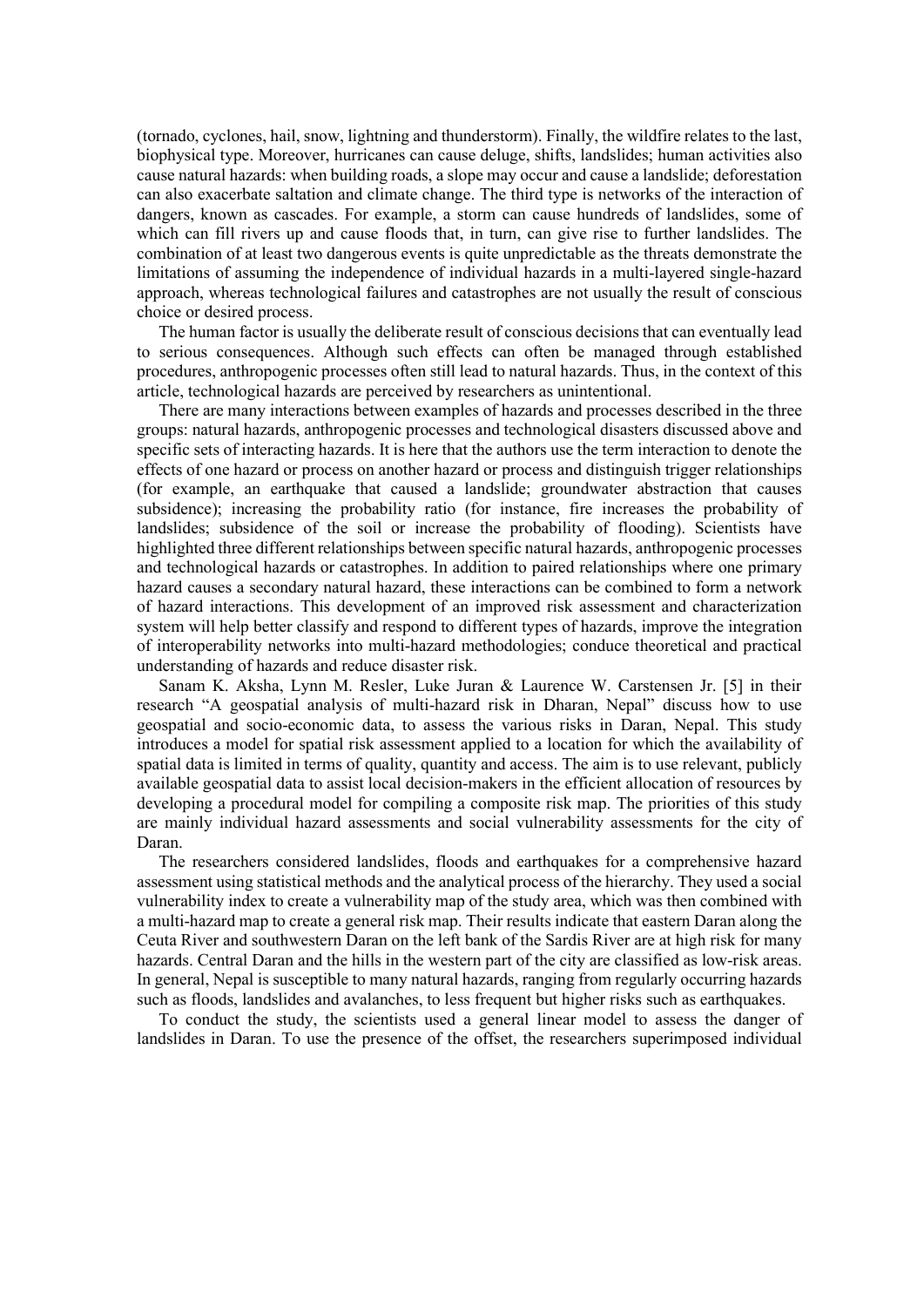(tornado, cyclones, hail, snow, lightning and thunderstorm). Finally, the wildfire relates to the last, biophysical type. Moreover, hurricanes can cause deluge, shifts, landslides; human activities also cause natural hazards: when building roads, a slope may occur and cause a landslide; deforestation can also exacerbate saltation and climate change. The third type is networks of the interaction of dangers, known as cascades. For example, a storm can cause hundreds of landslides, some of which can fill rivers up and cause floods that, in turn, can give rise to further landslides. The combination of at least two dangerous events is quite unpredictable as the threats demonstrate the limitations of assuming the independence of individual hazards in a multi-layered single-hazard approach, whereas technological failures and catastrophes are not usually the result of conscious choice or desired process.

The human factor is usually the deliberate result of conscious decisions that can eventually lead to serious consequences. Although such effects can often be managed through established procedures, anthropogenic processes often still lead to natural hazards. Thus, in the context of this article, technological hazards are perceived by researchers as unintentional.

There are many interactions between examples of hazards and processes described in the three groups: natural hazards, anthropogenic processes and technological disasters discussed above and specific sets of interacting hazards. It is here that the authors use the term interaction to denote the effects of one hazard or process on another hazard or process and distinguish trigger relationships (for example, an earthquake that caused a landslide; groundwater abstraction that causes subsidence); increasing the probability ratio (for instance, fire increases the probability of landslides; subsidence of the soil or increase the probability of flooding). Scientists have highlighted three different relationships between specific natural hazards, anthropogenic processes and technological hazards or catastrophes. In addition to paired relationships where one primary hazard causes a secondary natural hazard, these interactions can be combined to form a network of hazard interactions. This development of an improved risk assessment and characterization system will help better classify and respond to different types of hazards, improve the integration of interoperability networks into multi-hazard methodologies; conduce theoretical and practical understanding of hazards and reduce disaster risk.

Sanam K. Aksha, Lynn M. Resler, Luke Juran & Laurence W. Carstensen Jr. [5] in their research "A geospatial analysis of multi-hazard risk in Dharan, Nepal" discuss how to use geospatial and socio-economic data, to assess the various risks in Daran, Nepal. This study introduces a model for spatial risk assessment applied to a location for which the availability of spatial data is limited in terms of quality, quantity and access. The aim is to use relevant, publicly available geospatial data to assist local decision-makers in the efficient allocation of resources by developing a procedural model for compiling a composite risk map. The priorities of this study are mainly individual hazard assessments and social vulnerability assessments for the city of Daran.

The researchers considered landslides, floods and earthquakes for a comprehensive hazard assessment using statistical methods and the analytical process of the hierarchy. They used a social vulnerability index to create a vulnerability map of the study area, which was then combined with a multi-hazard map to create a general risk map. Their results indicate that eastern Daran along the Ceuta River and southwestern Daran on the left bank of the Sardis River are at high risk for many hazards. Central Daran and the hills in the western part of the city are classified as low-risk areas. In general, Nepal is susceptible to many natural hazards, ranging from regularly occurring hazards such as floods, landslides and avalanches, to less frequent but higher risks such as earthquakes.

To conduct the study, the scientists used a general linear model to assess the danger of landslides in Daran. To use the presence of the offset, the researchers superimposed individual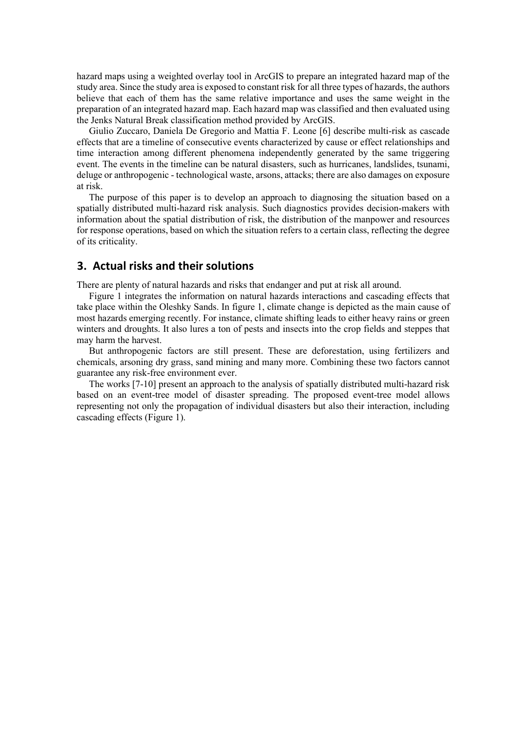hazard maps using a weighted overlay tool in ArcGIS to prepare an integrated hazard map of the study area. Since the study area is exposed to constant risk for all three types of hazards, the authors believe that each of them has the same relative importance and uses the same weight in the preparation of an integrated hazard map. Each hazard map was classified and then evaluated using the Jenks Natural Break classification method provided by ArcGIS.

Giulio Zuccaro, Daniela De Gregorio and Mattia F. Leone [6] describe multi-risk as cascade effects that are a timeline of consecutive events characterized by cause or effect relationships and time interaction among different phenomena independently generated by the same triggering event. The events in the timeline can be natural disasters, such as hurricanes, landslides, tsunami, deluge or anthropogenic - technological waste, arsons, attacks; there are also damages on exposure at risk.

The purpose of this paper is to develop an approach to diagnosing the situation based on a spatially distributed multi-hazard risk analysis. Such diagnostics provides decision-makers with information about the spatial distribution of risk, the distribution of the manpower and resources for response operations, based on which the situation refers to a certain class, reflecting the degree of its criticality.

## 3. Actual risks and their solutions

There are plenty of natural hazards and risks that endanger and put at risk all around.

Figure 1 integrates the information on natural hazards interactions and cascading effects that take place within the Oleshky Sands. In figure 1, climate change is depicted as the main cause of most hazards emerging recently. For instance, climate shifting leads to either heavy rains or green winters and droughts. It also lures a ton of pests and insects into the crop fields and steppes that may harm the harvest.

But anthropogenic factors are still present. These are deforestation, using fertilizers and chemicals, arsoning dry grass, sand mining and many more. Combining these two factors cannot guarantee any risk-free environment ever.

The works [7-10] present an approach to the analysis of spatially distributed multi-hazard risk based on an event-tree model of disaster spreading. The proposed event-tree model allows representing not only the propagation of individual disasters but also their interaction, including cascading effects (Figure 1).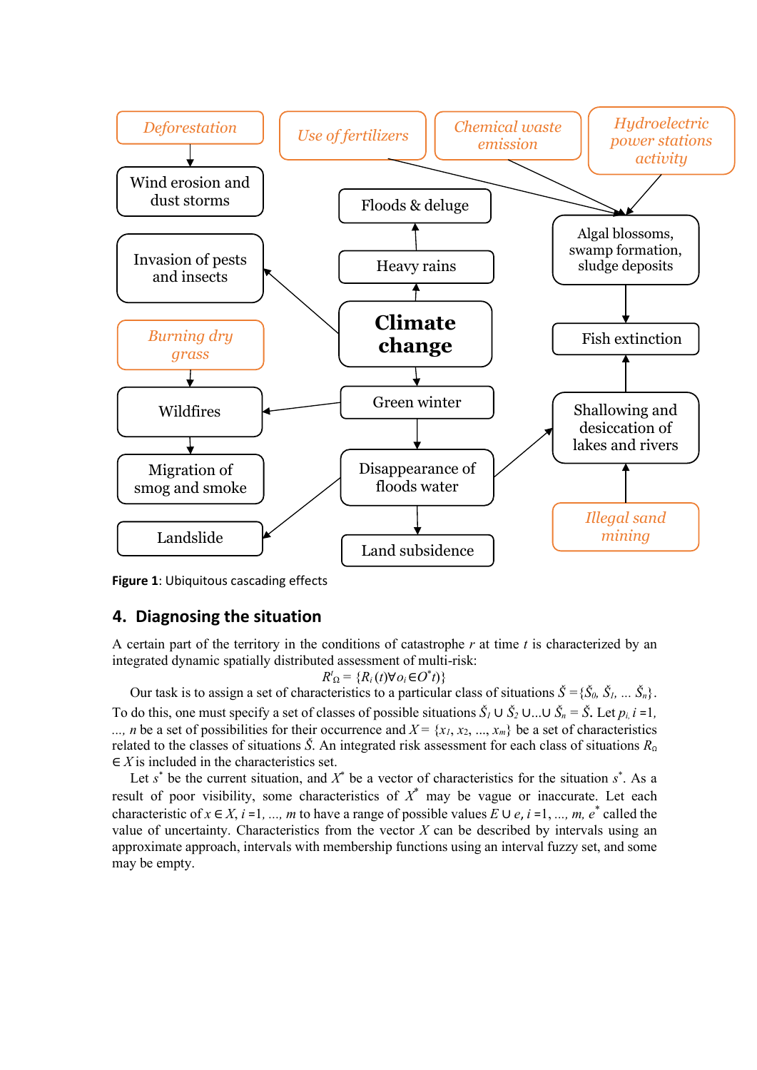**Figure 1**: Ubiquitous cascading effects

## 4. Diagnosing the situation

A certain part of the territory in the conditions of catastrophe $r$ at time $t$ is characterized by an integrated dynamic spatially distributed assessment of multi-risk:

$$R^{t}_{\Omega} = \{R_i(t) \forall o_i \in O^{*} t)\}$$

Our task is to assign a set of characteristics to a particular class of situations $\check{S} = \{\check{S}_0, \check{S}_1, \dots \check{S}_n\}$. To do this, one must specify a set of classes of possible situations $\check{S}_1 \cup \check{S}_2 \cup \dots \cup \check{S}_n = \check{S}$. Let $p_i$, $i = 1, \dots, n$ be a set of possibilities for their occurrence and $X = \{x_1, x_2, \dots, x_m\}$ be a set of characteristics related to the classes of situations $\check{S}$. An integrated risk assessment for each class of situations $R_{\Omega} \in X$ is included in the characteristics set.

Let $s^{*}$ be the current situation, and $X^{*}$ be a vector of characteristics for the situation $s^{*}$. As a result of poor visibility, some characteristics of $X^{*}$ may be vague or inaccurate. Let each characteristic of $x \in X$, $i = 1, \dots, m$ to have a range of possible values $E \cup e$, $i = 1, \dots, m$, $e^{*}$ called the value of uncertainty. Characteristics from the vector $X$ can be described by intervals using an approximate approach, intervals with membership functions using an interval fuzzy set, and some may be empty.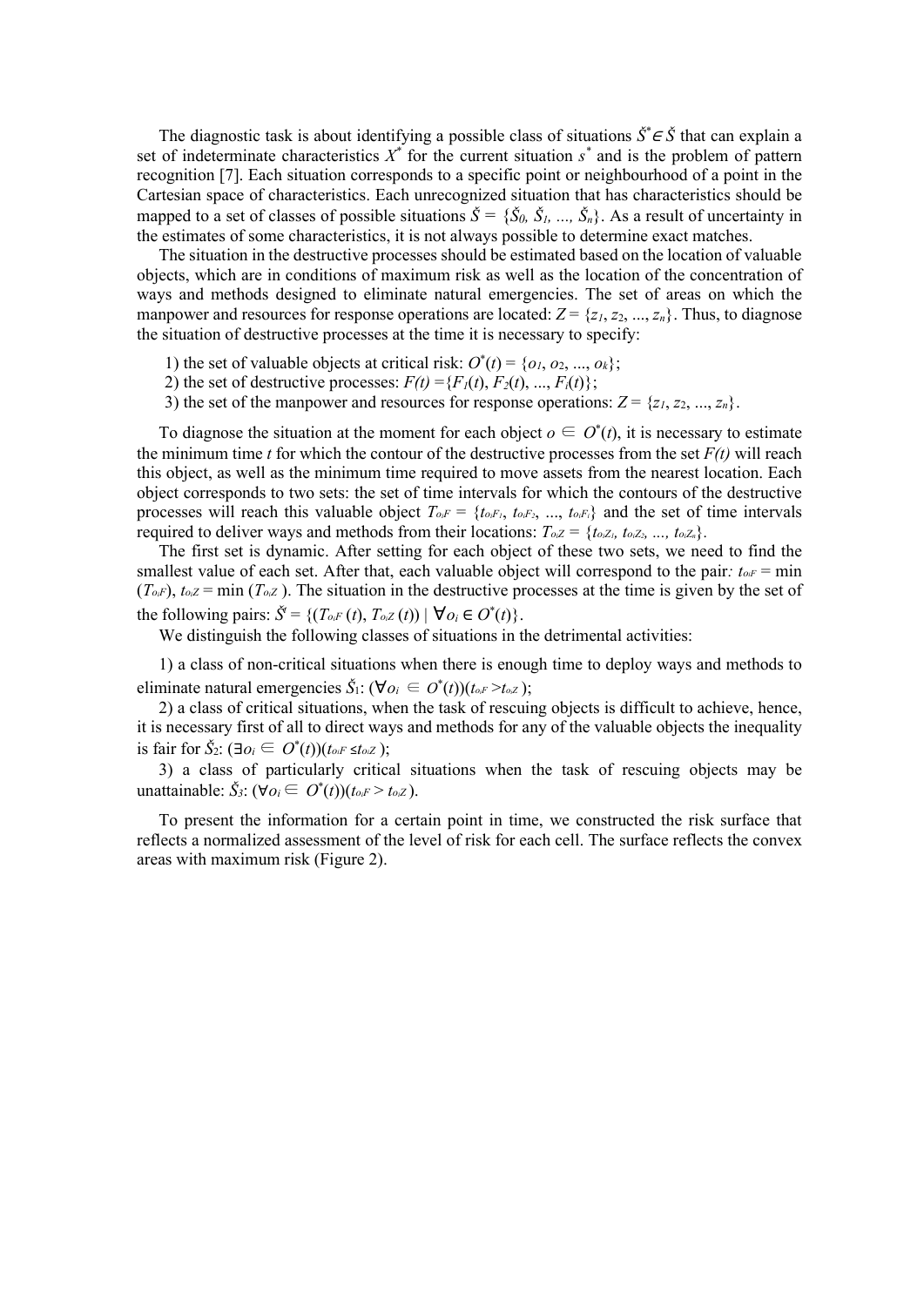The diagnostic task is about identifying a possible class of situations $\check{S}^* \in \check{S}$ that can explain a set of indeterminate characteristics $X^*$ for the current situation $s^*$ and is the problem of pattern recognition [7]. Each situation corresponds to a specific point or neighbourhood of a point in the Cartesian space of characteristics. Each unrecognized situation that has characteristics should be mapped to a set of classes of possible situations $\check{S} = \{\check{S}_0, \check{S}_1, ..., \check{S}_n\}$. As a result of uncertainty in the estimates of some characteristics, it is not always possible to determine exact matches.

The situation in the destructive processes should be estimated based on the location of valuable objects, which are in conditions of maximum risk as well as the location of the concentration of ways and methods designed to eliminate natural emergencies. The set of areas on which the manpower and resources for response operations are located: $Z = \{z_1, z_2, ..., z_n\}$. Thus, to diagnose the situation of destructive processes at the time it is necessary to specify:

1) the set of valuable objects at critical risk: $O^*(t) = \{o_1, o_2, ..., o_k\}$;
2) the set of destructive processes: $F(t) = \{F_1(t), F_2(t), ..., F_l(t)\}$;
3) the set of the manpower and resources for response operations: $Z = \{z_1, z_2, ..., z_n\}$.

To diagnose the situation at the moment for each object $o \in O^*(t)$, it is necessary to estimate the minimum time $t$ for which the contour of the destructive processes from the set $F(t)$ will reach this object, as well as the minimum time required to move assets from the nearest location. Each object corresponds to two sets: the set of time intervals for which the contours of the destructive processes will reach this valuable object $T_{o_iF} = \{t_{o_iF_1}, t_{o_iF_2}, ..., t_{o_iF_l}\}$ and the set of time intervals required to deliver ways and methods from their locations: $T_{o_iZ} = \{t_{o_iZ_1}, t_{o_iZ_2}, ..., t_{o_iZ_n}\}$.

The first set is dynamic. After setting for each object of these two sets, we need to find the smallest value of each set. After that, each valuable object will correspond to the pair*:* $t_{o_iF} = \min(T_{o_iF})$, $t_{o_iZ} = \min(T_{o_iZ})$. The situation in the destructive processes at the time is given by the set of the following pairs: $\check{S}^t = \{(T_{o_iF}(t), T_{o_iZ}(t)) \mid \forall o_i \in O^*(t)\}$.

We distinguish the following classes of situations in the detrimental activities:

1) a class of non-critical situations when there is enough time to deploy ways and methods to eliminate natural emergencies $\check{S}_1$: $(\forall o_i \in O^*(t))(t_{o_iF} > t_{o_iZ})$;

2) a class of critical situations, when the task of rescuing objects is difficult to achieve, hence, it is necessary first of all to direct ways and methods for any of the valuable objects the inequality is fair for $\check{S}_2$: $(\exists o_i \in O^*(t))(t_{o_iF} \leq t_{o_iZ})$;

3) a class of particularly critical situations when the task of rescuing objects may be unattainable: $\check{S}_3$: $(\forall o_i \in O^*(t))(t_{o_iF} > t_{o_iZ})$.

To present the information for a certain point in time, we constructed the risk surface that reflects a normalized assessment of the level of risk for each cell. The surface reflects the convex areas with maximum risk (Figure 2).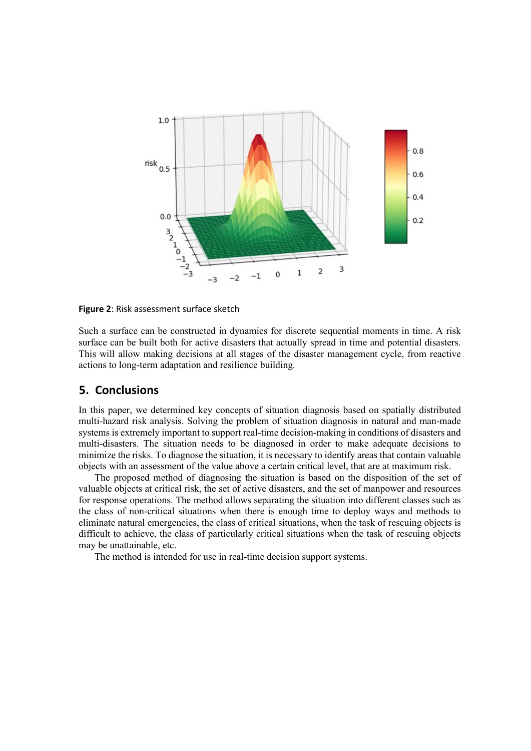**Figure 2**: Risk assessment surface sketch

Such a surface can be constructed in dynamics for discrete sequential moments in time. A risk surface can be built both for active disasters that actually spread in time and potential disasters. This will allow making decisions at all stages of the disaster management cycle, from reactive actions to long-term adaptation and resilience building.

## 5. Conclusions

In this paper, we determined key concepts of situation diagnosis based on spatially distributed multi-hazard risk analysis. Solving the problem of situation diagnosis in natural and man-made systems is extremely important to support real-time decision-making in conditions of disasters and multi-disasters. The situation needs to be diagnosed in order to make adequate decisions to minimize the risks. To diagnose the situation, it is necessary to identify areas that contain valuable objects with an assessment of the value above a certain critical level, that are at maximum risk.

The proposed method of diagnosing the situation is based on the disposition of the set of valuable objects at critical risk, the set of active disasters, and the set of manpower and resources for response operations. The method allows separating the situation into different classes such as the class of non-critical situations when there is enough time to deploy ways and methods to eliminate natural emergencies, the class of critical situations, when the task of rescuing objects is difficult to achieve, the class of particularly critical situations when the task of rescuing objects may be unattainable, etc.

The method is intended for use in real-time decision support systems.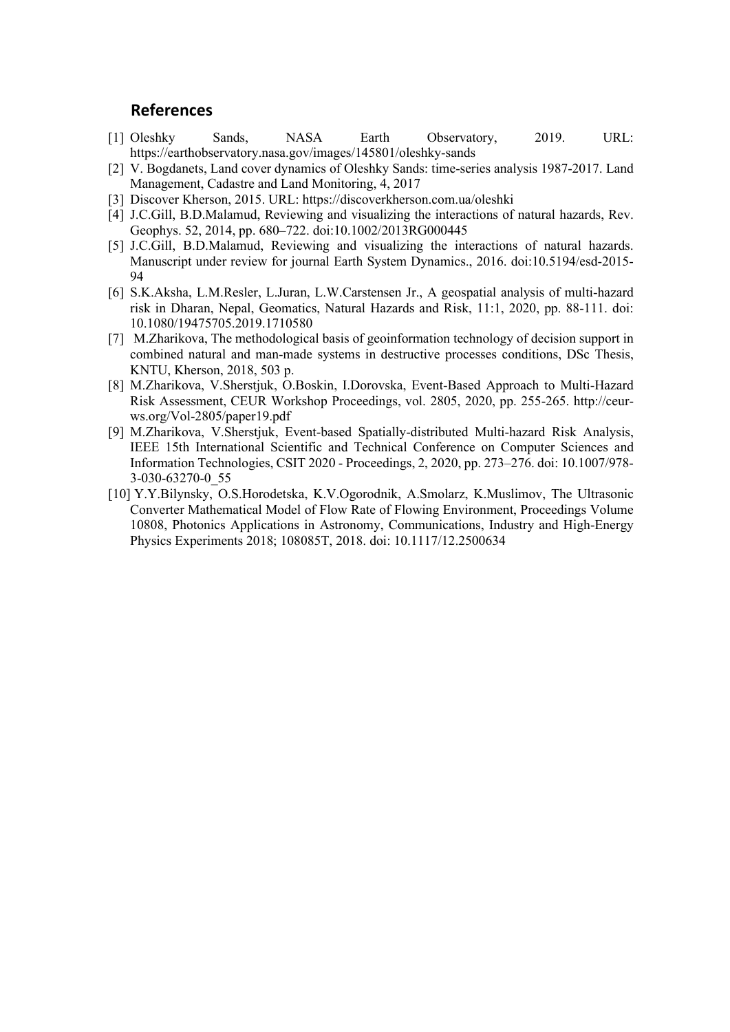## References

[1] Oleshky Sands, NASA Earth Observatory, 2019. URL: https://earthobservatory.nasa.gov/images/145801/oleshky-sands

[2] V. Bogdanets, Land cover dynamics of Oleshky Sands: time-series analysis 1987-2017. Land Management, Cadastre and Land Monitoring, 4, 2017

[3] Discover Kherson, 2015. URL: https://discoverkherson.com.ua/oleshki

[4] J.C.Gill, B.D.Malamud, Reviewing and visualizing the interactions of natural hazards, Rev. Geophys. 52, 2014, pp. 680–722. doi:10.1002/2013RG000445

[5] J.C.Gill, B.D.Malamud, Reviewing and visualizing the interactions of natural hazards. Manuscript under review for journal Earth System Dynamics., 2016. doi:10.5194/esd-2015-94

[6] S.K.Aksha, L.M.Resler, L.Juran, L.W.Carstensen Jr., A geospatial analysis of multi-hazard risk in Dharan, Nepal, Geomatics, Natural Hazards and Risk, 11:1, 2020, pp. 88-111. doi: 10.1080/19475705.2019.1710580

[7] M.Zharikova, The methodological basis of geoinformation technology of decision support in combined natural and man-made systems in destructive processes conditions, DSc Thesis, KNTU, Kherson, 2018, 503 p.

[8] M.Zharikova, V.Sherstjuk, O.Boskin, I.Dorovska, Event-Based Approach to Multi-Hazard Risk Assessment, CEUR Workshop Proceedings, vol. 2805, 2020, pp. 255-265. http://ceur-ws.org/Vol-2805/paper19.pdf

[9] M.Zharikova, V.Sherstjuk, Event-based Spatially-distributed Multi-hazard Risk Analysis, IEEE 15th International Scientific and Technical Conference on Computer Sciences and Information Technologies, CSIT 2020 - Proceedings, 2, 2020, pp. 273–276. doi: 10.1007/978-3-030-63270-0_55

[10] Y.Y.Bilynsky, O.S.Horodetska, K.V.Ogorodnik, A.Smolarz, K.Muslimov, The Ultrasonic Converter Mathematical Model of Flow Rate of Flowing Environment, Proceedings Volume 10808, Photonics Applications in Astronomy, Communications, Industry and High-Energy Physics Experiments 2018; 108085T, 2018. doi: 10.1117/12.2500634